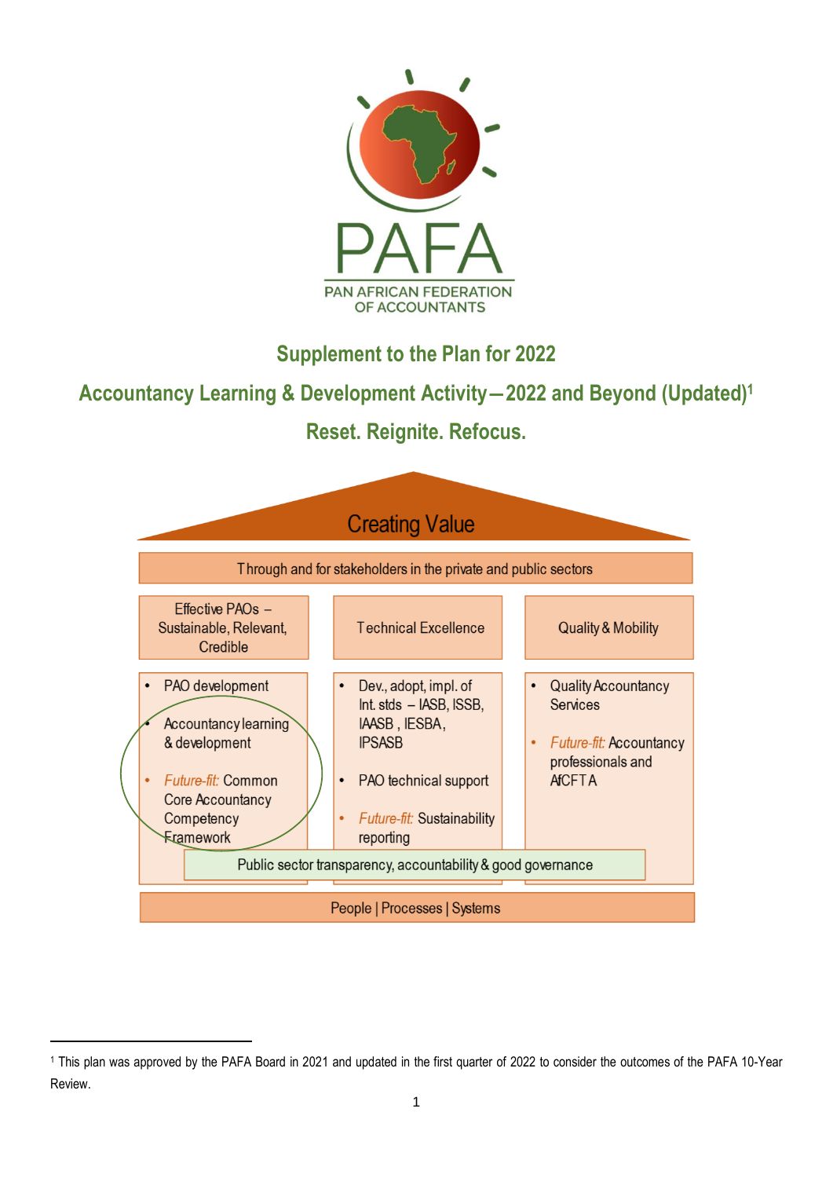PAFA

PAN AFRICAN FEDERATION OF ACCOUNTANTS

# Supplement to the Plan for 2022

## Accountancy Learning & Development Activity – 2022 and Beyond (Updated)[1]

## Reset. Reignite. Refocus.

**Creating Value**

Through and for stakeholders in the private and public sectors

| Effective PAOs – Sustainable, Relevant, Credible | Technical Excellence | Quality & Mobility |
|---|---|---|
| • PAO development<br>• Accountancy learning & development<br>• *Future-fit:* Common Core Accountancy Competency Framework | • Dev., adopt, impl. of Int. stds – IASB, ISSB, IAASB, IESBA, IPSASB<br>• PAO technical support<br>• *Future-fit:* Sustainability reporting | • Quality Accountancy Services<br>• *Future-fit:* Accountancy professionals and AfCFTA |

Public sector transparency, accountability & good governance

People | Processes | Systems

[1] This plan was approved by the PAFA Board in 2021 and updated in the first quarter of 2022 to consider the outcomes of the PAFA 10-Year Review.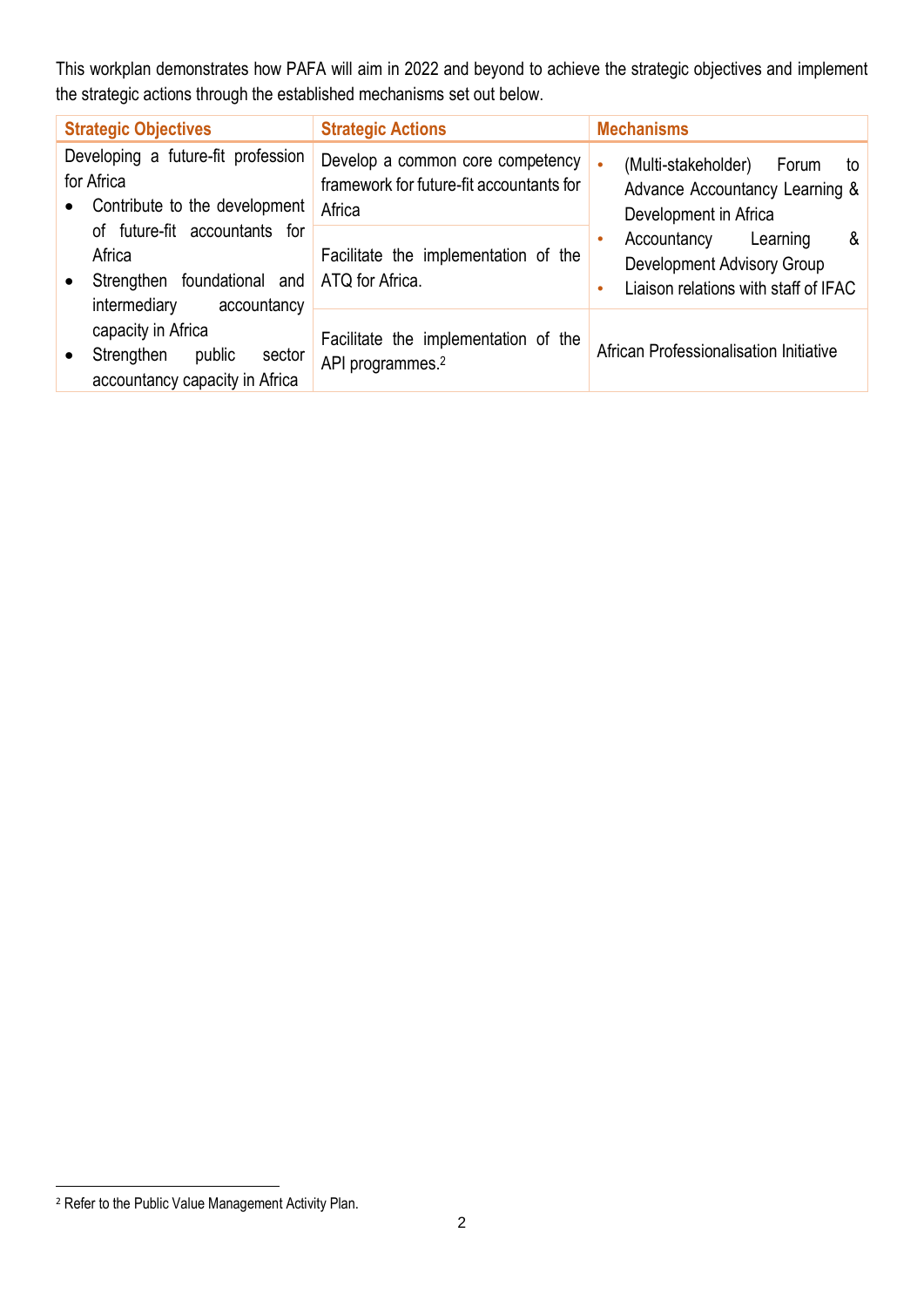This workplan demonstrates how PAFA will aim in 2022 and beyond to achieve the strategic objectives and implement the strategic actions through the established mechanisms set out below.

| Strategic Objectives | Strategic Actions | Mechanisms |
|---|---|---|
| Developing a future-fit profession for Africa<br>• Contribute to the development of future-fit accountants for Africa<br>• Strengthen foundational and intermediary accountancy capacity in Africa<br>• Strengthen public sector accountancy capacity in Africa | Develop a common core competency framework for future-fit accountants for Africa | • (Multi-stakeholder) Forum to Advance Accountancy Learning & Development in Africa<br>• Accountancy Learning & Development Advisory Group<br>• Liaison relations with staff of IFAC |
| | Facilitate the implementation of the ATQ for Africa. | |
| | Facilitate the implementation of the API programmes.[2] | African Professionalisation Initiative |

[2] Refer to the Public Value Management Activity Plan.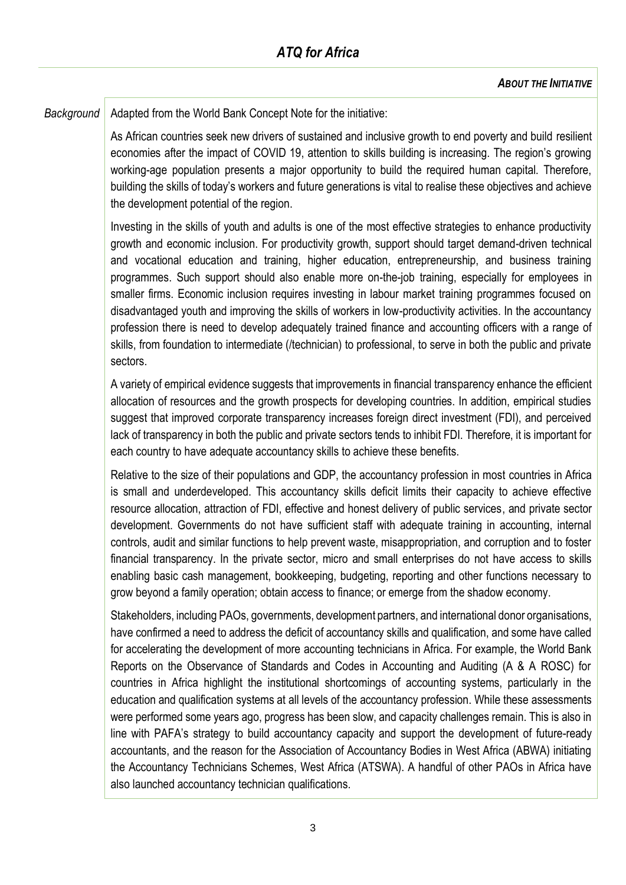## ATQ for Africa

***About the Initiative***

*Background*

Adapted from the World Bank Concept Note for the initiative:

As African countries seek new drivers of sustained and inclusive growth to end poverty and build resilient economies after the impact of COVID 19, attention to skills building is increasing. The region's growing working-age population presents a major opportunity to build the required human capital. Therefore, building the skills of today's workers and future generations is vital to realise these objectives and achieve the development potential of the region.

Investing in the skills of youth and adults is one of the most effective strategies to enhance productivity growth and economic inclusion. For productivity growth, support should target demand-driven technical and vocational education and training, higher education, entrepreneurship, and business training programmes. Such support should also enable more on-the-job training, especially for employees in smaller firms. Economic inclusion requires investing in labour market training programmes focused on disadvantaged youth and improving the skills of workers in low-productivity activities. In the accountancy profession there is need to develop adequately trained finance and accounting officers with a range of skills, from foundation to intermediate (/technician) to professional, to serve in both the public and private sectors.

A variety of empirical evidence suggests that improvements in financial transparency enhance the efficient allocation of resources and the growth prospects for developing countries. In addition, empirical studies suggest that improved corporate transparency increases foreign direct investment (FDI), and perceived lack of transparency in both the public and private sectors tends to inhibit FDI. Therefore, it is important for each country to have adequate accountancy skills to achieve these benefits.

Relative to the size of their populations and GDP, the accountancy profession in most countries in Africa is small and underdeveloped. This accountancy skills deficit limits their capacity to achieve effective resource allocation, attraction of FDI, effective and honest delivery of public services, and private sector development. Governments do not have sufficient staff with adequate training in accounting, internal controls, audit and similar functions to help prevent waste, misappropriation, and corruption and to foster financial transparency. In the private sector, micro and small enterprises do not have access to skills enabling basic cash management, bookkeeping, budgeting, reporting and other functions necessary to grow beyond a family operation; obtain access to finance; or emerge from the shadow economy.

Stakeholders, including PAOs, governments, development partners, and international donor organisations, have confirmed a need to address the deficit of accountancy skills and qualification, and some have called for accelerating the development of more accounting technicians in Africa. For example, the World Bank Reports on the Observance of Standards and Codes in Accounting and Auditing (A & A ROSC) for countries in Africa highlight the institutional shortcomings of accounting systems, particularly in the education and qualification systems at all levels of the accountancy profession. While these assessments were performed some years ago, progress has been slow, and capacity challenges remain. This is also in line with PAFA's strategy to build accountancy capacity and support the development of future-ready accountants, and the reason for the Association of Accountancy Bodies in West Africa (ABWA) initiating the Accountancy Technicians Schemes, West Africa (ATSWA). A handful of other PAOs in Africa have also launched accountancy technician qualifications.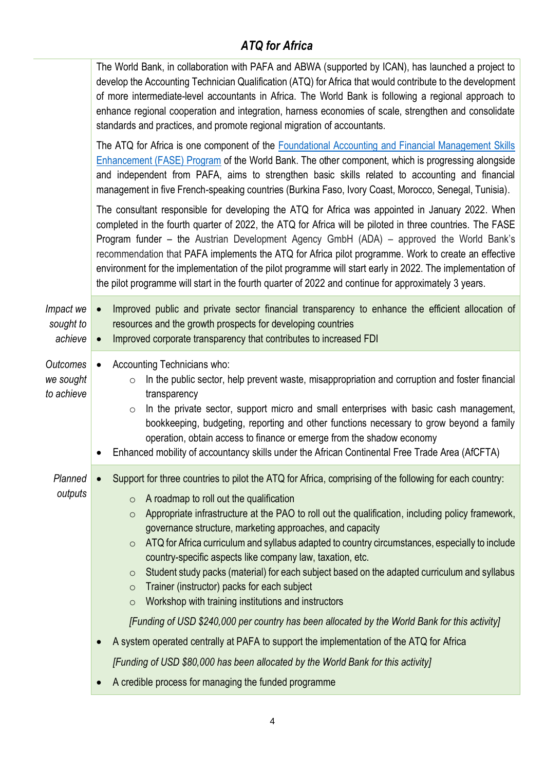## *ATQ for Africa*

The World Bank, in collaboration with PAFA and ABWA (supported by ICAN), has launched a project to develop the Accounting Technician Qualification (ATQ) for Africa that would contribute to the development of more intermediate-level accountants in Africa. The World Bank is following a regional approach to enhance regional cooperation and integration, harness economies of scale, strengthen and consolidate standards and practices, and promote regional migration of accountants.

The ATQ for Africa is one component of the Foundational Accounting and Financial Management Skills Enhancement (FASE) Program of the World Bank. The other component, which is progressing alongside and independent from PAFA, aims to strengthen basic skills related to accounting and financial management in five French-speaking countries (Burkina Faso, Ivory Coast, Morocco, Senegal, Tunisia).

The consultant responsible for developing the ATQ for Africa was appointed in January 2022. When completed in the fourth quarter of 2022, the ATQ for Africa will be piloted in three countries. The FASE Program funder – the Austrian Development Agency GmbH (ADA) – approved the World Bank's recommendation that PAFA implements the ATQ for Africa pilot programme. Work to create an effective environment for the implementation of the pilot programme will start early in 2022. The implementation of the pilot programme will start in the fourth quarter of 2022 and continue for approximately 3 years.

*Impact we sought to achieve*

- Improved public and private sector financial transparency to enhance the efficient allocation of resources and the growth prospects for developing countries
- Improved corporate transparency that contributes to increased FDI

*Outcomes we sought to achieve*

- Accounting Technicians who:
  - In the public sector, help prevent waste, misappropriation and corruption and foster financial transparency
  - In the private sector, support micro and small enterprises with basic cash management, bookkeeping, budgeting, reporting and other functions necessary to grow beyond a family operation, obtain access to finance or emerge from the shadow economy
- Enhanced mobility of accountancy skills under the African Continental Free Trade Area (AfCFTA)

*Planned outputs*

- Support for three countries to pilot the ATQ for Africa, comprising of the following for each country:
  - A roadmap to roll out the qualification
  - Appropriate infrastructure at the PAO to roll out the qualification, including policy framework, governance structure, marketing approaches, and capacity
  - ATQ for Africa curriculum and syllabus adapted to country circumstances, especially to include country-specific aspects like company law, taxation, etc.
  - Student study packs (material) for each subject based on the adapted curriculum and syllabus
  - Trainer (instructor) packs for each subject
  - Workshop with training institutions and instructors

  *[Funding of USD $240,000 per country has been allocated by the World Bank for this activity]*
- A system operated centrally at PAFA to support the implementation of the ATQ for Africa

  *[Funding of USD $80,000 has been allocated by the World Bank for this activity]*
- A credible process for managing the funded programme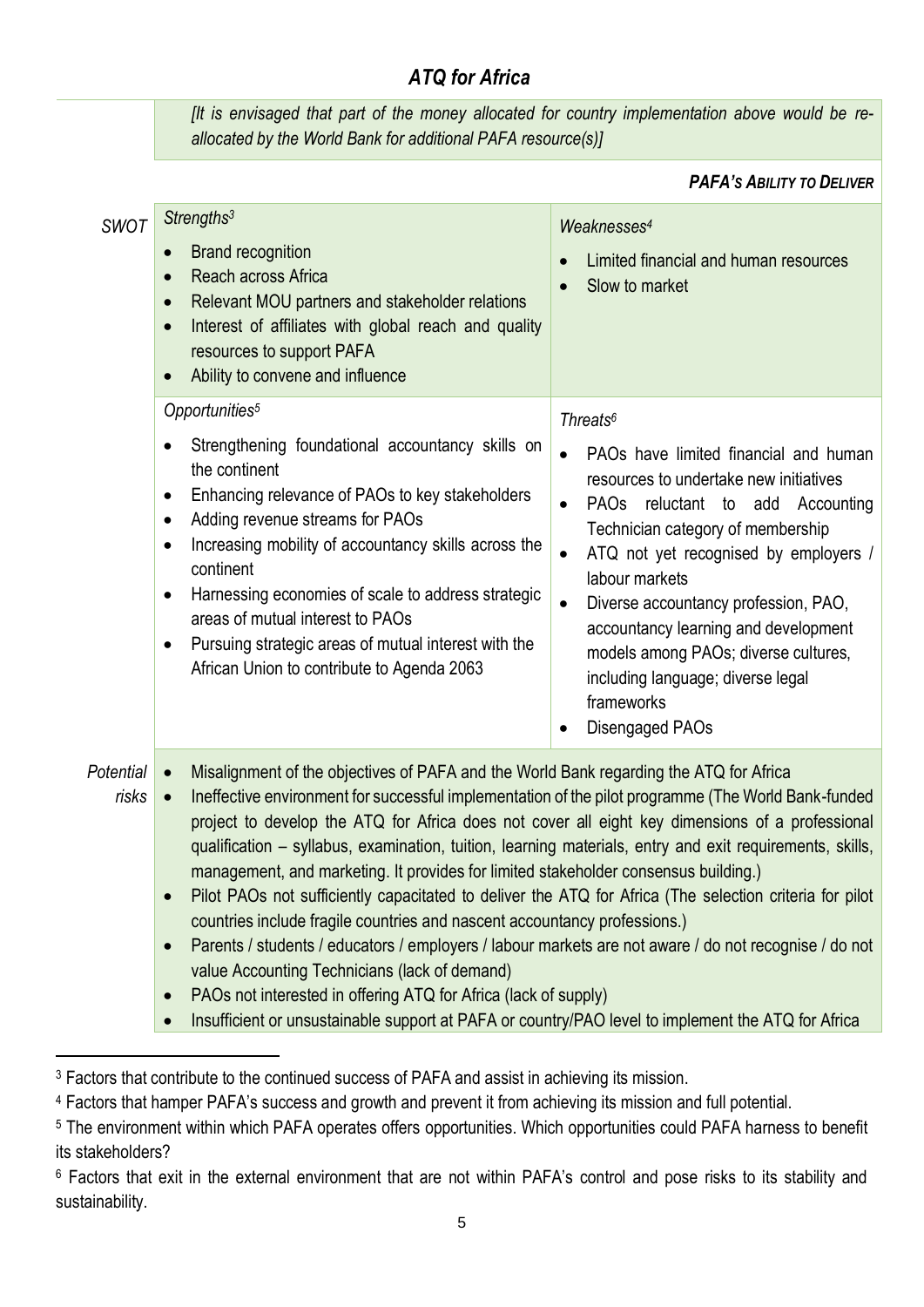*[It is envisaged that part of the money allocated for country implementation above would be re-allocated by the World Bank for additional PAFA resource(s)]*

***PAFA's Ability to Deliver***

| | | |
|---|---|---|
| *SWOT* | *Strengths*[3]<br>• Brand recognition<br>• Reach across Africa<br>• Relevant MOU partners and stakeholder relations<br>• Interest of affiliates with global reach and quality resources to support PAFA<br>• Ability to convene and influence | *Weaknesses*[4]<br>• Limited financial and human resources<br>• Slow to market |
| | *Opportunities*[5]<br>• Strengthening foundational accountancy skills on the continent<br>• Enhancing relevance of PAOs to key stakeholders<br>• Adding revenue streams for PAOs<br>• Increasing mobility of accountancy skills across the continent<br>• Harnessing economies of scale to address strategic areas of mutual interest to PAOs<br>• Pursuing strategic areas of mutual interest with the African Union to contribute to Agenda 2063 | *Threats*[6]<br>• PAOs have limited financial and human resources to undertake new initiatives<br>• PAOs reluctant to add Accounting Technician category of membership<br>• ATQ not yet recognised by employers / labour markets<br>• Diverse accountancy profession, PAO, accountancy learning and development models among PAOs; diverse cultures, including language; diverse legal frameworks<br>• Disengaged PAOs |
| *Potential risks* | • Misalignment of the objectives of PAFA and the World Bank regarding the ATQ for Africa<br>• Ineffective environment for successful implementation of the pilot programme (The World Bank-funded project to develop the ATQ for Africa does not cover all eight key dimensions of a professional qualification – syllabus, examination, tuition, learning materials, entry and exit requirements, skills, management, and marketing. It provides for limited stakeholder consensus building.)<br>• Pilot PAOs not sufficiently capacitated to deliver the ATQ for Africa (The selection criteria for pilot countries include fragile countries and nascent accountancy professions.)<br>• Parents / students / educators / employers / labour markets are not aware / do not recognise / do not value Accounting Technicians (lack of demand)<br>• PAOs not interested in offering ATQ for Africa (lack of supply)<br>• Insufficient or unsustainable support at PAFA or country/PAO level to implement the ATQ for Africa | |

[3] Factors that contribute to the continued success of PAFA and assist in achieving its mission.

[4] Factors that hamper PAFA's success and growth and prevent it from achieving its mission and full potential.

[5] The environment within which PAFA operates offers opportunities. Which opportunities could PAFA harness to benefit its stakeholders?

[6] Factors that exit in the external environment that are not within PAFA's control and pose risks to its stability and sustainability.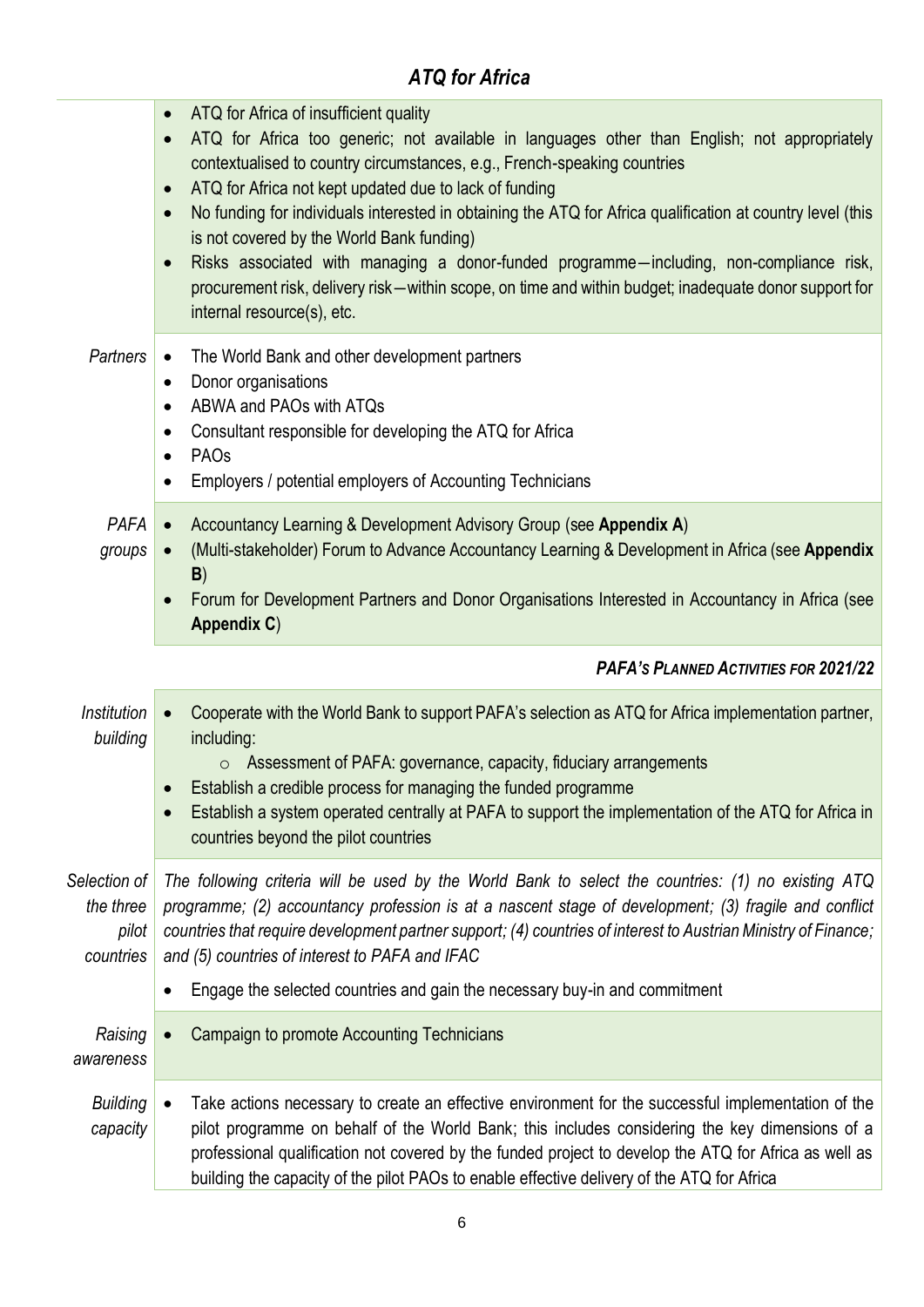## *ATQ for Africa*

| | |
|---|---|
| | • ATQ for Africa of insufficient quality<br>• ATQ for Africa too generic; not available in languages other than English; not appropriately contextualised to country circumstances, e.g., French-speaking countries<br>• ATQ for Africa not kept updated due to lack of funding<br>• No funding for individuals interested in obtaining the ATQ for Africa qualification at country level (this is not covered by the World Bank funding)<br>• Risks associated with managing a donor-funded programme—including, non-compliance risk, procurement risk, delivery risk—within scope, on time and within budget; inadequate donor support for internal resource(s), etc. |
| *Partners* | • The World Bank and other development partners<br>• Donor organisations<br>• ABWA and PAOs with ATQs<br>• Consultant responsible for developing the ATQ for Africa<br>• PAOs<br>• Employers / potential employers of Accounting Technicians |
| *PAFA groups* | • Accountancy Learning & Development Advisory Group (see **Appendix A**)<br>• (Multi-stakeholder) Forum to Advance Accountancy Learning & Development in Africa (see **Appendix B**)<br>• Forum for Development Partners and Donor Organisations Interested in Accountancy in Africa (see **Appendix C**) |

***PAFA's Planned Activities for 2021/22***

| | |
|---|---|
| *Institution building* | • Cooperate with the World Bank to support PAFA's selection as ATQ for Africa implementation partner, including:<br>  ○ Assessment of PAFA: governance, capacity, fiduciary arrangements<br>• Establish a credible process for managing the funded programme<br>• Establish a system operated centrally at PAFA to support the implementation of the ATQ for Africa in countries beyond the pilot countries |
| *Selection of the three pilot countries* | *The following criteria will be used by the World Bank to select the countries: (1) no existing ATQ programme; (2) accountancy profession is at a nascent stage of development; (3) fragile and conflict countries that require development partner support; (4) countries of interest to Austrian Ministry of Finance; and (5) countries of interest to PAFA and IFAC*<br>• Engage the selected countries and gain the necessary buy-in and commitment |
| *Raising awareness* | • Campaign to promote Accounting Technicians |
| *Building capacity* | • Take actions necessary to create an effective environment for the successful implementation of the pilot programme on behalf of the World Bank; this includes considering the key dimensions of a professional qualification not covered by the funded project to develop the ATQ for Africa as well as building the capacity of the pilot PAOs to enable effective delivery of the ATQ for Africa |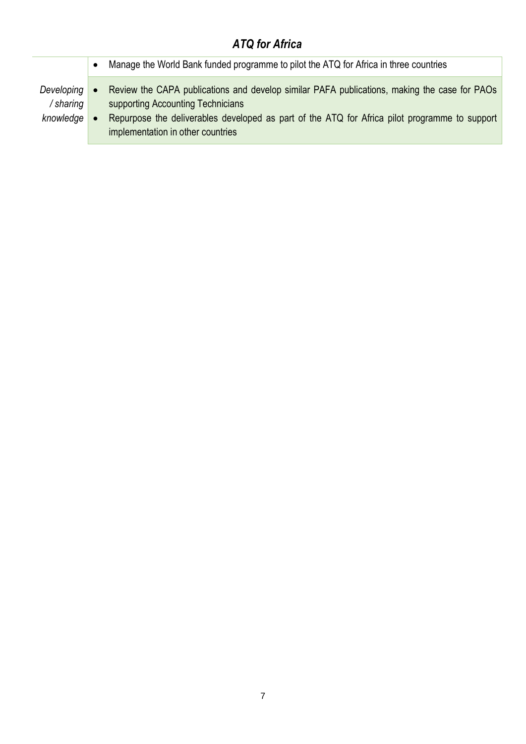### *ATQ for Africa*

| | |
|---|---|
| | • Manage the World Bank funded programme to pilot the ATQ for Africa in three countries |
| *Developing / sharing knowledge* | • Review the CAPA publications and develop similar PAFA publications, making the case for PAOs supporting Accounting Technicians<br>• Repurpose the deliverables developed as part of the ATQ for Africa pilot programme to support implementation in other countries |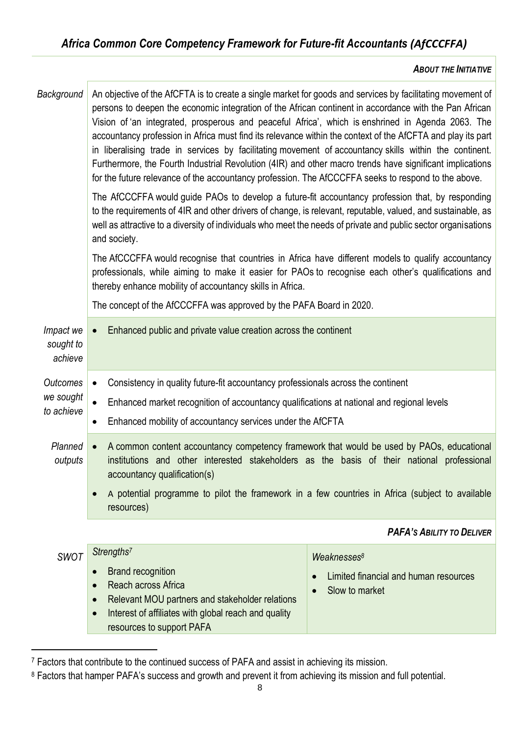## *Africa Common Core Competency Framework for Future-fit Accountants (AfCCCFFA)*

***About the Initiative***

| | |
|---|---|
| *Background* | An objective of the AfCFTA is to create a single market for goods and services by facilitating movement of persons to deepen the economic integration of the African continent in accordance with the Pan African Vision of 'an integrated, prosperous and peaceful Africa', which is enshrined in Agenda 2063. The accountancy profession in Africa must find its relevance within the context of the AfCFTA and play its part in liberalising trade in services by facilitating movement of accountancy skills within the continent. Furthermore, the Fourth Industrial Revolution (4IR) and other macro trends have significant implications for the future relevance of the accountancy profession. The AfCCCFFA seeks to respond to the above.<br><br>The AfCCCFFA would guide PAOs to develop a future-fit accountancy profession that, by responding to the requirements of 4IR and other drivers of change, is relevant, reputable, valued, and sustainable, as well as attractive to a diversity of individuals who meet the needs of private and public sector organisations and society.<br><br>The AfCCCFFA would recognise that countries in Africa have different models to qualify accountancy professionals, while aiming to make it easier for PAOs to recognise each other's qualifications and thereby enhance mobility of accountancy skills in Africa.<br><br>The concept of the AfCCCFFA was approved by the PAFA Board in 2020. |
| *Impact we sought to achieve* | • Enhanced public and private value creation across the continent |
| *Outcomes we sought to achieve* | • Consistency in quality future-fit accountancy professionals across the continent<br>• Enhanced market recognition of accountancy qualifications at national and regional levels<br>• Enhanced mobility of accountancy services under the AfCFTA |
| *Planned outputs* | • A common content accountancy competency framework that would be used by PAOs, educational institutions and other interested stakeholders as the basis of their national professional accountancy qualification(s)<br>• A potential programme to pilot the framework in a few countries in Africa (subject to available resources) |

***PAFA's Ability to Deliver***

| *SWOT* | *Strengths*[7] | *Weaknesses*[8] |
|---|---|---|
| | • Brand recognition<br>• Reach across Africa<br>• Relevant MOU partners and stakeholder relations<br>• Interest of affiliates with global reach and quality resources to support PAFA | • Limited financial and human resources<br>• Slow to market |

[7] Factors that contribute to the continued success of PAFA and assist in achieving its mission.

[8] Factors that hamper PAFA's success and growth and prevent it from achieving its mission and full potential.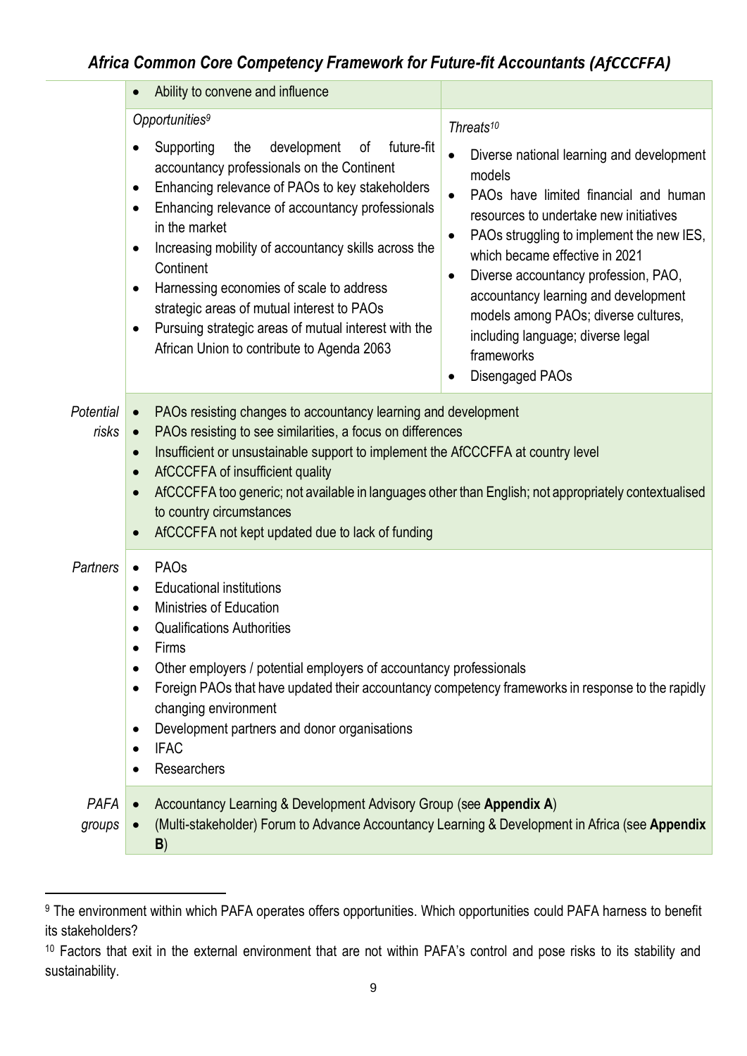| | | |
|---|---|---|
| | • Ability to convene and influence | |
| | *Opportunities*[9]<br>• Supporting the development of future-fit accountancy professionals on the Continent<br>• Enhancing relevance of PAOs to key stakeholders<br>• Enhancing relevance of accountancy professionals in the market<br>• Increasing mobility of accountancy skills across the Continent<br>• Harnessing economies of scale to address strategic areas of mutual interest to PAOs<br>• Pursuing strategic areas of mutual interest with the African Union to contribute to Agenda 2063 | *Threats*[10]<br>• Diverse national learning and development models<br>• PAOs have limited financial and human resources to undertake new initiatives<br>• PAOs struggling to implement the new IES, which became effective in 2021<br>• Diverse accountancy profession, PAO, accountancy learning and development models among PAOs; diverse cultures, including language; diverse legal frameworks<br>• Disengaged PAOs |
| *Potential risks* | • PAOs resisting changes to accountancy learning and development<br>• PAOs resisting to see similarities, a focus on differences<br>• Insufficient or unsustainable support to implement the AfCCCFFA at country level<br>• AfCCCFFA of insufficient quality<br>• AfCCCFFA too generic; not available in languages other than English; not appropriately contextualised to country circumstances<br>• AfCCCFFA not kept updated due to lack of funding | |
| *Partners* | • PAOs<br>• Educational institutions<br>• Ministries of Education<br>• Qualifications Authorities<br>• Firms<br>• Other employers / potential employers of accountancy professionals<br>• Foreign PAOs that have updated their accountancy competency frameworks in response to the rapidly changing environment<br>• Development partners and donor organisations<br>• IFAC<br>• Researchers | |
| *PAFA groups* | • Accountancy Learning & Development Advisory Group (see **Appendix A**)<br>• (Multi-stakeholder) Forum to Advance Accountancy Learning & Development in Africa (see **Appendix B**) | |

[9] The environment within which PAFA operates offers opportunities. Which opportunities could PAFA harness to benefit its stakeholders?

[10] Factors that exit in the external environment that are not within PAFA's control and pose risks to its stability and sustainability.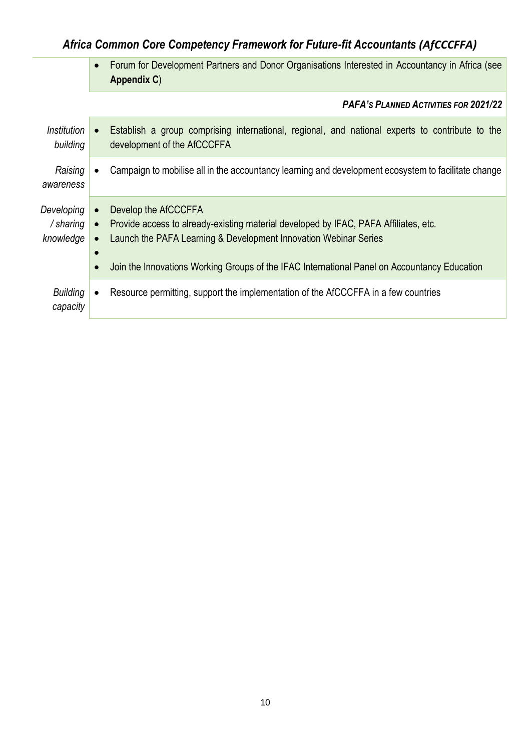| | |
|---|---|
| | • Forum for Development Partners and Donor Organisations Interested in Accountancy in Africa (see **Appendix C**) |
| | ***PAFA's Planned Activities for 2021/22*** |
| *Institution building* | • Establish a group comprising international, regional, and national experts to contribute to the development of the AfCCCFFA |
| *Raising awareness* | • Campaign to mobilise all in the accountancy learning and development ecosystem to facilitate change |
| *Developing / sharing knowledge* | • Develop the AfCCCFFA<br>• Provide access to already-existing material developed by IFAC, PAFA Affiliates, etc.<br>• Launch the PAFA Learning & Development Innovation Webinar Series<br>•<br>• Join the Innovations Working Groups of the IFAC International Panel on Accountancy Education |
| *Building capacity* | • Resource permitting, support the implementation of the AfCCCFFA in a few countries |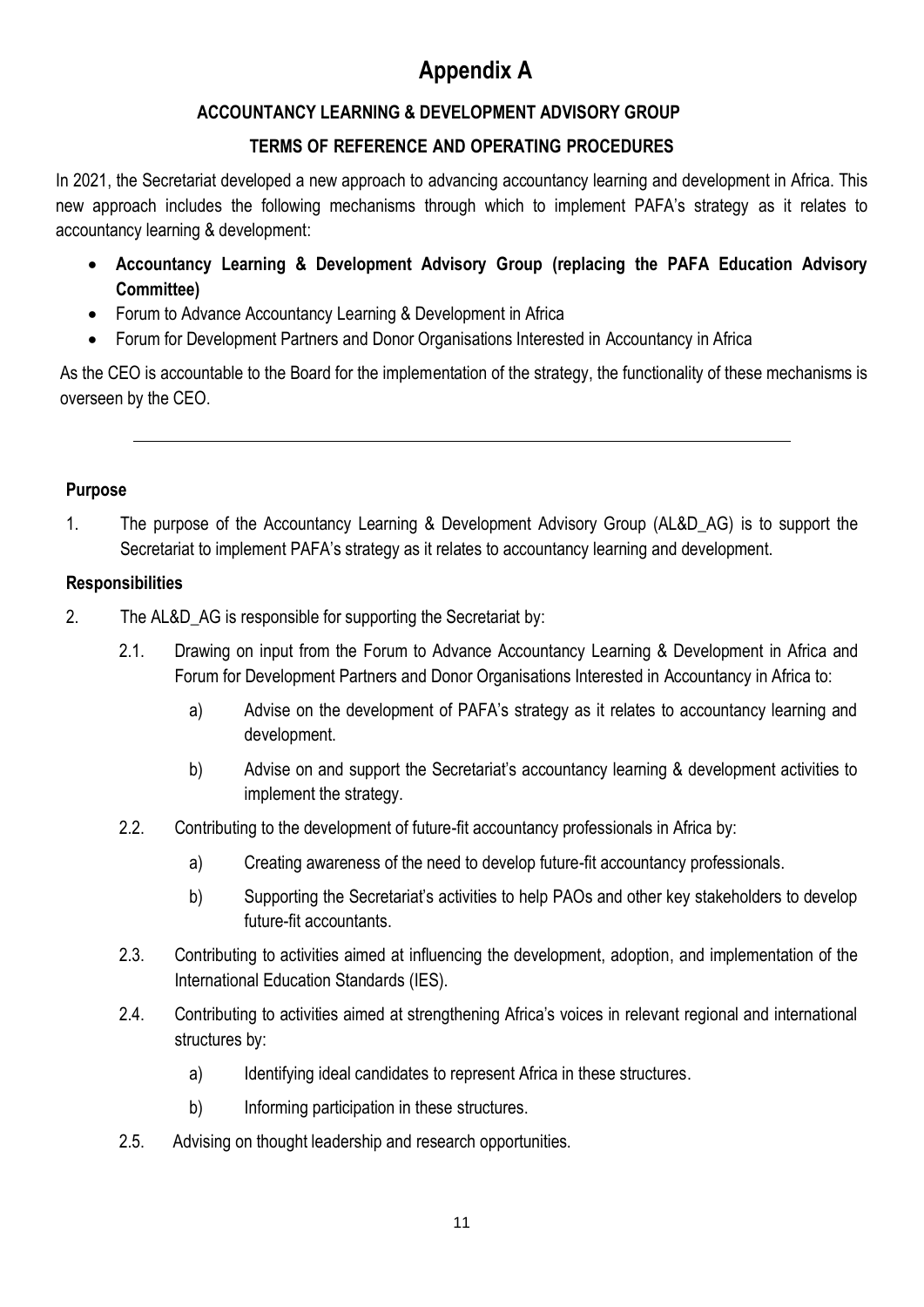# Appendix A

## ACCOUNTANCY LEARNING & DEVELOPMENT ADVISORY GROUP

## TERMS OF REFERENCE AND OPERATING PROCEDURES

In 2021, the Secretariat developed a new approach to advancing accountancy learning and development in Africa. This new approach includes the following mechanisms through which to implement PAFA's strategy as it relates to accountancy learning & development:

- **Accountancy Learning & Development Advisory Group (replacing the PAFA Education Advisory Committee)**
- Forum to Advance Accountancy Learning & Development in Africa
- Forum for Development Partners and Donor Organisations Interested in Accountancy in Africa

As the CEO is accountable to the Board for the implementation of the strategy, the functionality of these mechanisms is overseen by the CEO.

---

### Purpose

1. The purpose of the Accountancy Learning & Development Advisory Group (AL&D_AG) is to support the Secretariat to implement PAFA's strategy as it relates to accountancy learning and development.

### Responsibilities

2. The AL&D_AG is responsible for supporting the Secretariat by:

   2.1. Drawing on input from the Forum to Advance Accountancy Learning & Development in Africa and Forum for Development Partners and Donor Organisations Interested in Accountancy in Africa to:

      a) Advise on the development of PAFA's strategy as it relates to accountancy learning and development.

      b) Advise on and support the Secretariat's accountancy learning & development activities to implement the strategy.

   2.2. Contributing to the development of future-fit accountancy professionals in Africa by:

      a) Creating awareness of the need to develop future-fit accountancy professionals.

      b) Supporting the Secretariat's activities to help PAOs and other key stakeholders to develop future-fit accountants.

   2.3. Contributing to activities aimed at influencing the development, adoption, and implementation of the International Education Standards (IES).

   2.4. Contributing to activities aimed at strengthening Africa's voices in relevant regional and international structures by:

      a) Identifying ideal candidates to represent Africa in these structures.

      b) Informing participation in these structures.

   2.5. Advising on thought leadership and research opportunities.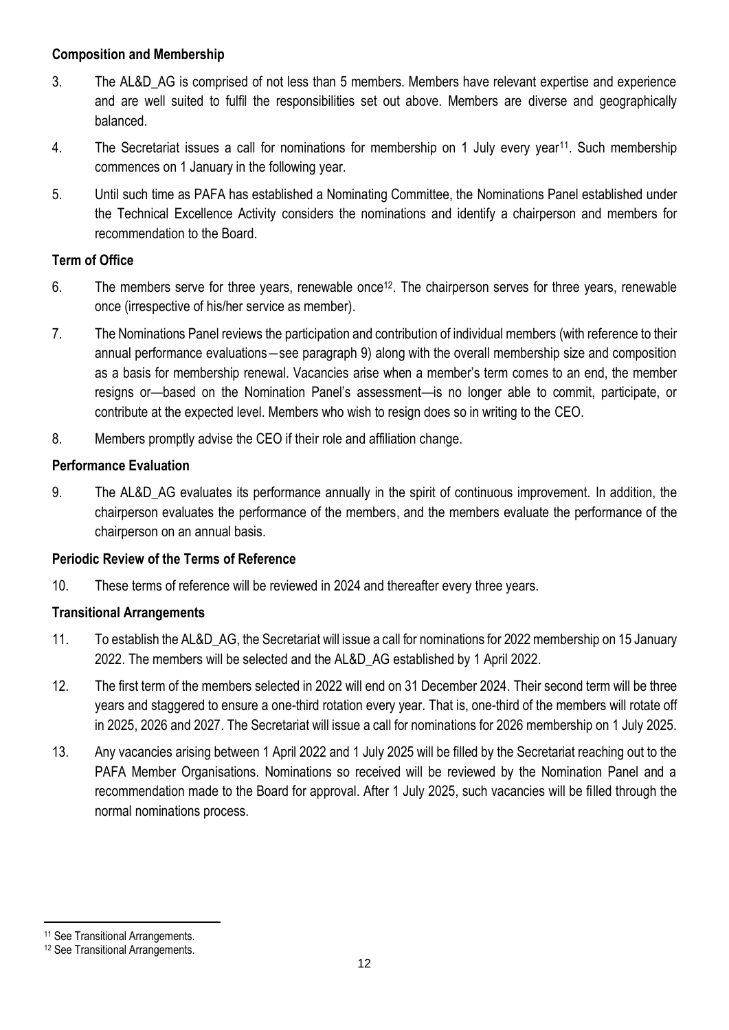**Composition and Membership**

3. The AL&D_AG is comprised of not less than 5 members. Members have relevant expertise and experience and are well suited to fulfil the responsibilities set out above. Members are diverse and geographically balanced.

4. The Secretariat issues a call for nominations for membership on 1 July every year[11]. Such membership commences on 1 January in the following year.

5. Until such time as PAFA has established a Nominating Committee, the Nominations Panel established under the Technical Excellence Activity considers the nominations and identify a chairperson and members for recommendation to the Board.

**Term of Office**

6. The members serve for three years, renewable once[12]. The chairperson serves for three years, renewable once (irrespective of his/her service as member).

7. The Nominations Panel reviews the participation and contribution of individual members (with reference to their annual performance evaluations—see paragraph 9) along with the overall membership size and composition as a basis for membership renewal. Vacancies arise when a member's term comes to an end, the member resigns or—based on the Nomination Panel's assessment—is no longer able to commit, participate, or contribute at the expected level. Members who wish to resign does so in writing to the CEO.

8. Members promptly advise the CEO if their role and affiliation change.

**Performance Evaluation**

9. The AL&D_AG evaluates its performance annually in the spirit of continuous improvement. In addition, the chairperson evaluates the performance of the members, and the members evaluate the performance of the chairperson on an annual basis.

**Periodic Review of the Terms of Reference**

10. These terms of reference will be reviewed in 2024 and thereafter every three years.

**Transitional Arrangements**

11. To establish the AL&D_AG, the Secretariat will issue a call for nominations for 2022 membership on 15 January 2022. The members will be selected and the AL&D_AG established by 1 April 2022.

12. The first term of the members selected in 2022 will end on 31 December 2024. Their second term will be three years and staggered to ensure a one-third rotation every year. That is, one-third of the members will rotate off in 2025, 2026 and 2027. The Secretariat will issue a call for nominations for 2026 membership on 1 July 2025.

13. Any vacancies arising between 1 April 2022 and 1 July 2025 will be filled by the Secretariat reaching out to the PAFA Member Organisations. Nominations so received will be reviewed by the Nomination Panel and a recommendation made to the Board for approval. After 1 July 2025, such vacancies will be filled through the normal nominations process.

---

[11] See Transitional Arrangements.

[12] See Transitional Arrangements.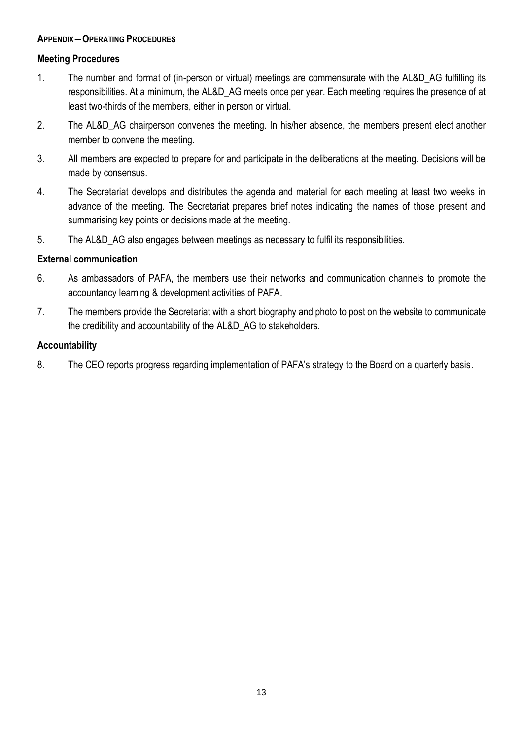## Appendix – Operating Procedures

### Meeting Procedures

1. The number and format of (in-person or virtual) meetings are commensurate with the AL&D_AG fulfilling its responsibilities. At a minimum, the AL&D_AG meets once per year. Each meeting requires the presence of at least two-thirds of the members, either in person or virtual.
2. The AL&D_AG chairperson convenes the meeting. In his/her absence, the members present elect another member to convene the meeting.
3. All members are expected to prepare for and participate in the deliberations at the meeting. Decisions will be made by consensus.
4. The Secretariat develops and distributes the agenda and material for each meeting at least two weeks in advance of the meeting. The Secretariat prepares brief notes indicating the names of those present and summarising key points or decisions made at the meeting.
5. The AL&D_AG also engages between meetings as necessary to fulfil its responsibilities.

### External communication

6. As ambassadors of PAFA, the members use their networks and communication channels to promote the accountancy learning & development activities of PAFA.
7. The members provide the Secretariat with a short biography and photo to post on the website to communicate the credibility and accountability of the AL&D_AG to stakeholders.

### Accountability

8. The CEO reports progress regarding implementation of PAFA's strategy to the Board on a quarterly basis.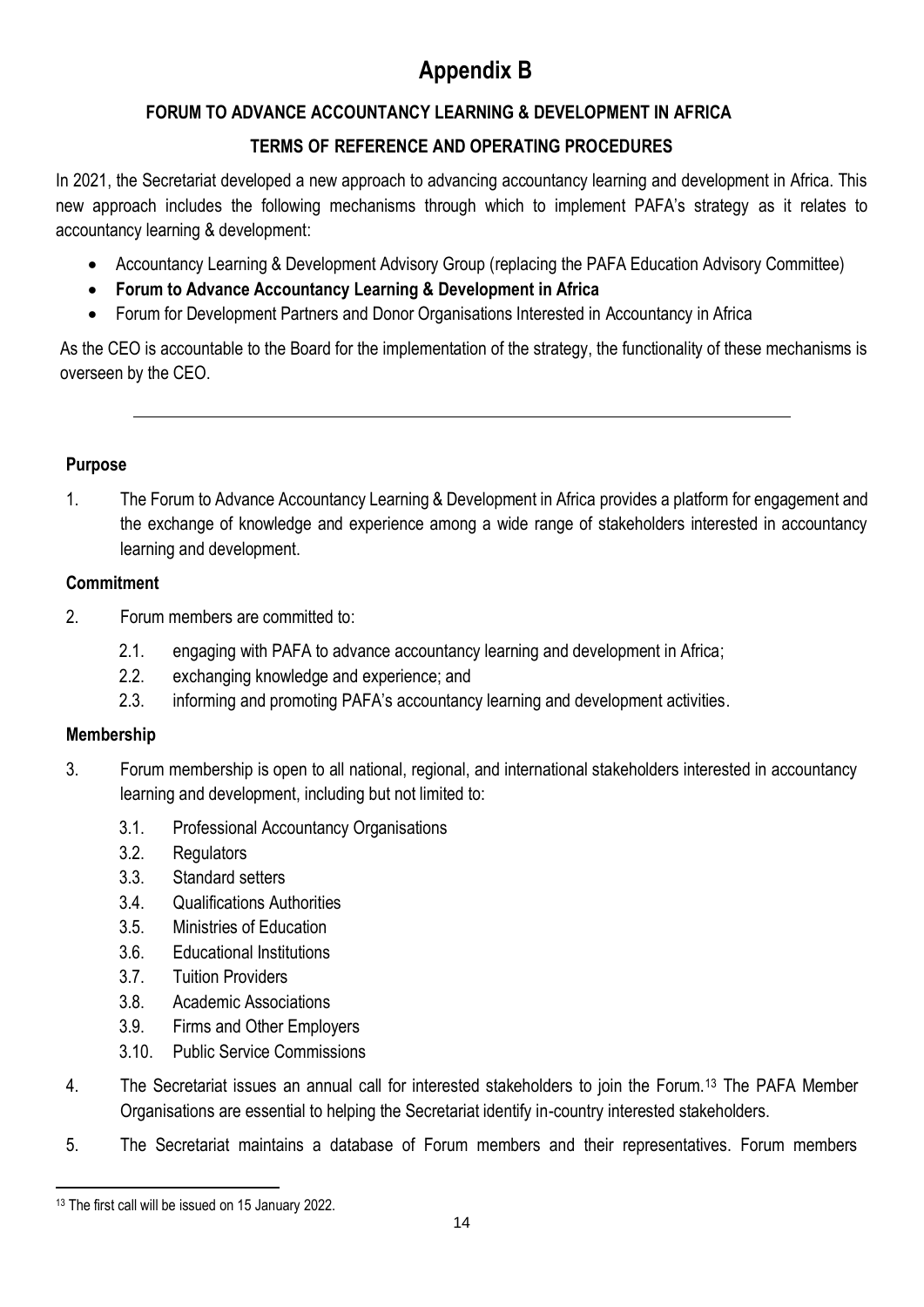# Appendix B

## FORUM TO ADVANCE ACCOUNTANCY LEARNING & DEVELOPMENT IN AFRICA

## TERMS OF REFERENCE AND OPERATING PROCEDURES

In 2021, the Secretariat developed a new approach to advancing accountancy learning and development in Africa. This new approach includes the following mechanisms through which to implement PAFA's strategy as it relates to accountancy learning & development:

- Accountancy Learning & Development Advisory Group (replacing the PAFA Education Advisory Committee)
- **Forum to Advance Accountancy Learning & Development in Africa**
- Forum for Development Partners and Donor Organisations Interested in Accountancy in Africa

As the CEO is accountable to the Board for the implementation of the strategy, the functionality of these mechanisms is overseen by the CEO.

---

### Purpose

1. The Forum to Advance Accountancy Learning & Development in Africa provides a platform for engagement and the exchange of knowledge and experience among a wide range of stakeholders interested in accountancy learning and development.

### Commitment

2. Forum members are committed to:
   - 2.1. engaging with PAFA to advance accountancy learning and development in Africa;
   - 2.2. exchanging knowledge and experience; and
   - 2.3. informing and promoting PAFA's accountancy learning and development activities.

### Membership

3. Forum membership is open to all national, regional, and international stakeholders interested in accountancy learning and development, including but not limited to:
   - 3.1. Professional Accountancy Organisations
   - 3.2. Regulators
   - 3.3. Standard setters
   - 3.4. Qualifications Authorities
   - 3.5. Ministries of Education
   - 3.6. Educational Institutions
   - 3.7. Tuition Providers
   - 3.8. Academic Associations
   - 3.9. Firms and Other Employers
   - 3.10. Public Service Commissions

4. The Secretariat issues an annual call for interested stakeholders to join the Forum.[13] The PAFA Member Organisations are essential to helping the Secretariat identify in-country interested stakeholders.

5. The Secretariat maintains a database of Forum members and their representatives. Forum members

[13] The first call will be issued on 15 January 2022.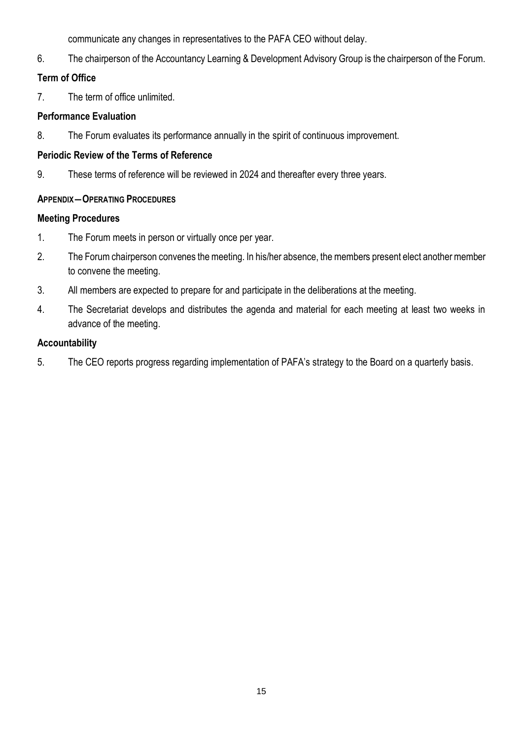communicate any changes in representatives to the PAFA CEO without delay.

6. The chairperson of the Accountancy Learning & Development Advisory Group is the chairperson of the Forum.

**Term of Office**

7. The term of office unlimited.

**Performance Evaluation**

8. The Forum evaluates its performance annually in the spirit of continuous improvement.

**Periodic Review of the Terms of Reference**

9. These terms of reference will be reviewed in 2024 and thereafter every three years.

**APPENDIX—OPERATING PROCEDURES**

**Meeting Procedures**

1. The Forum meets in person or virtually once per year.
2. The Forum chairperson convenes the meeting. In his/her absence, the members present elect another member to convene the meeting.
3. All members are expected to prepare for and participate in the deliberations at the meeting.
4. The Secretariat develops and distributes the agenda and material for each meeting at least two weeks in advance of the meeting.

**Accountability**

5. The CEO reports progress regarding implementation of PAFA's strategy to the Board on a quarterly basis.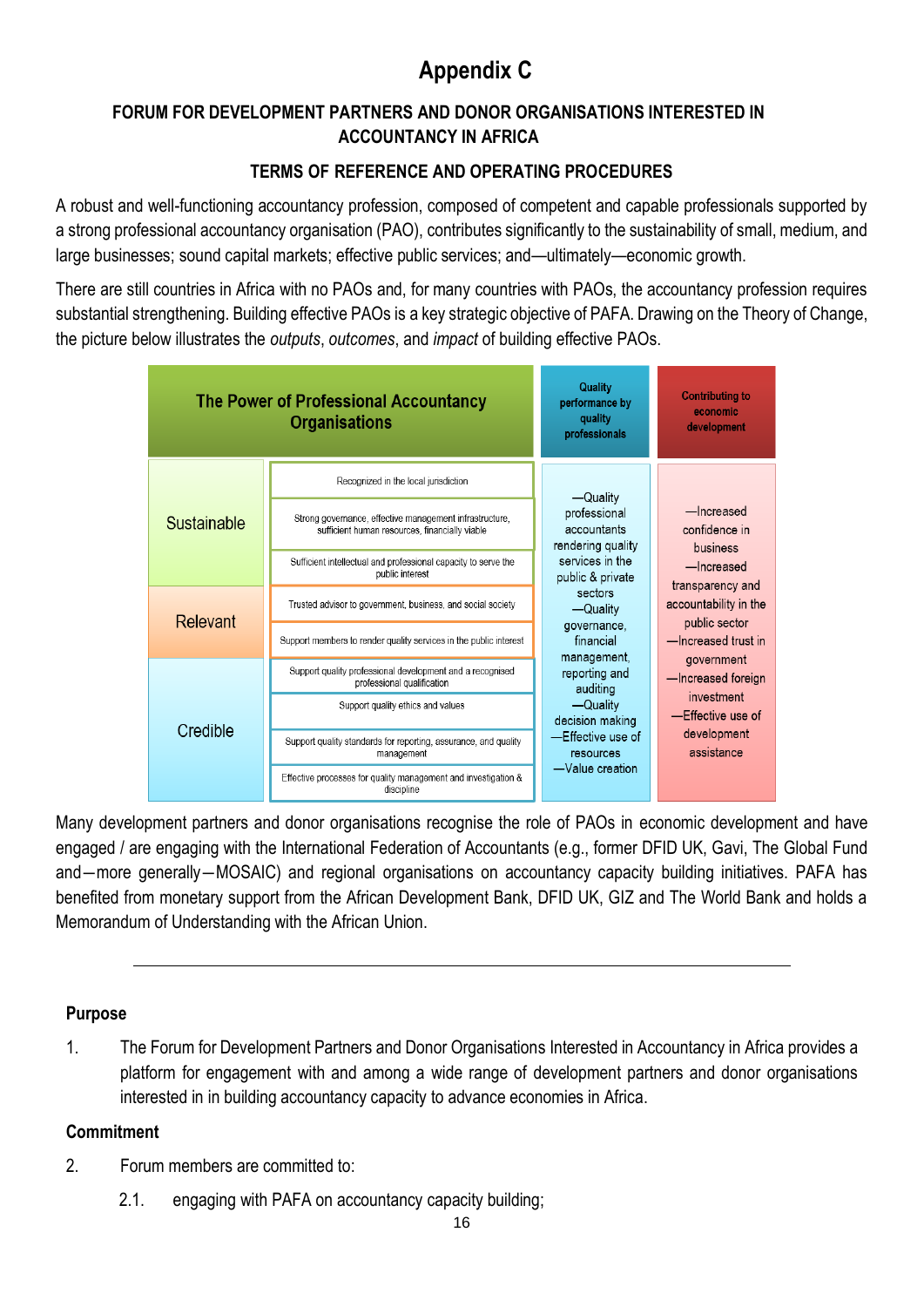# Appendix C

## FORUM FOR DEVELOPMENT PARTNERS AND DONOR ORGANISATIONS INTERESTED IN ACCOUNTANCY IN AFRICA

### TERMS OF REFERENCE AND OPERATING PROCEDURES

A robust and well-functioning accountancy profession, composed of competent and capable professionals supported by a strong professional accountancy organisation (PAO), contributes significantly to the sustainability of small, medium, and large businesses; sound capital markets; effective public services; and—ultimately—economic growth.

There are still countries in Africa with no PAOs and, for many countries with PAOs, the accountancy profession requires substantial strengthening. Building effective PAOs is a key strategic objective of PAFA. Drawing on the Theory of Change, the picture below illustrates the *outputs*, *outcomes*, and *impact* of building effective PAOs.

| The Power of Professional Accountancy Organisations | | Quality performance by quality professionals | Contributing to economic development |
|---|---|---|---|
| Sustainable | Recognized in the local jurisdiction | —Quality professional accountants rendering quality services in the public & private sectors<br>—Quality governance, financial management, reporting and auditing<br>—Quality decision making<br>—Effective use of resources<br>—Value creation | —Increased confidence in business<br>—Increased transparency and accountability in the public sector<br>—Increased trust in government<br>—Increased foreign investment<br>—Effective use of development assistance |
| | Strong governance, effective management infrastructure, sufficient human resources, financially viable | | |
| | Sufficient intellectual and professional capacity to serve the public interest | | |
| Relevant | Trusted advisor to government, business, and social society | | |
| | Support members to render quality services in the public interest | | |
| Credible | Support quality professional development and a recognised professional qualification | | |
| | Support quality ethics and values | | |
| | Support quality standards for reporting, assurance, and quality management | | |
| | Effective processes for quality management and investigation & discipline | | |

Many development partners and donor organisations recognise the role of PAOs in economic development and have engaged / are engaging with the International Federation of Accountants (e.g., former DFID UK, Gavi, The Global Fund and—more generally—MOSAIC) and regional organisations on accountancy capacity building initiatives. PAFA has benefited from monetary support from the African Development Bank, DFID UK, GIZ and The World Bank and holds a Memorandum of Understanding with the African Union.

---

**Purpose**

1. The Forum for Development Partners and Donor Organisations Interested in Accountancy in Africa provides a platform for engagement with and among a wide range of development partners and donor organisations interested in in building accountancy capacity to advance economies in Africa.

**Commitment**

2. Forum members are committed to:

   2.1. engaging with PAFA on accountancy capacity building;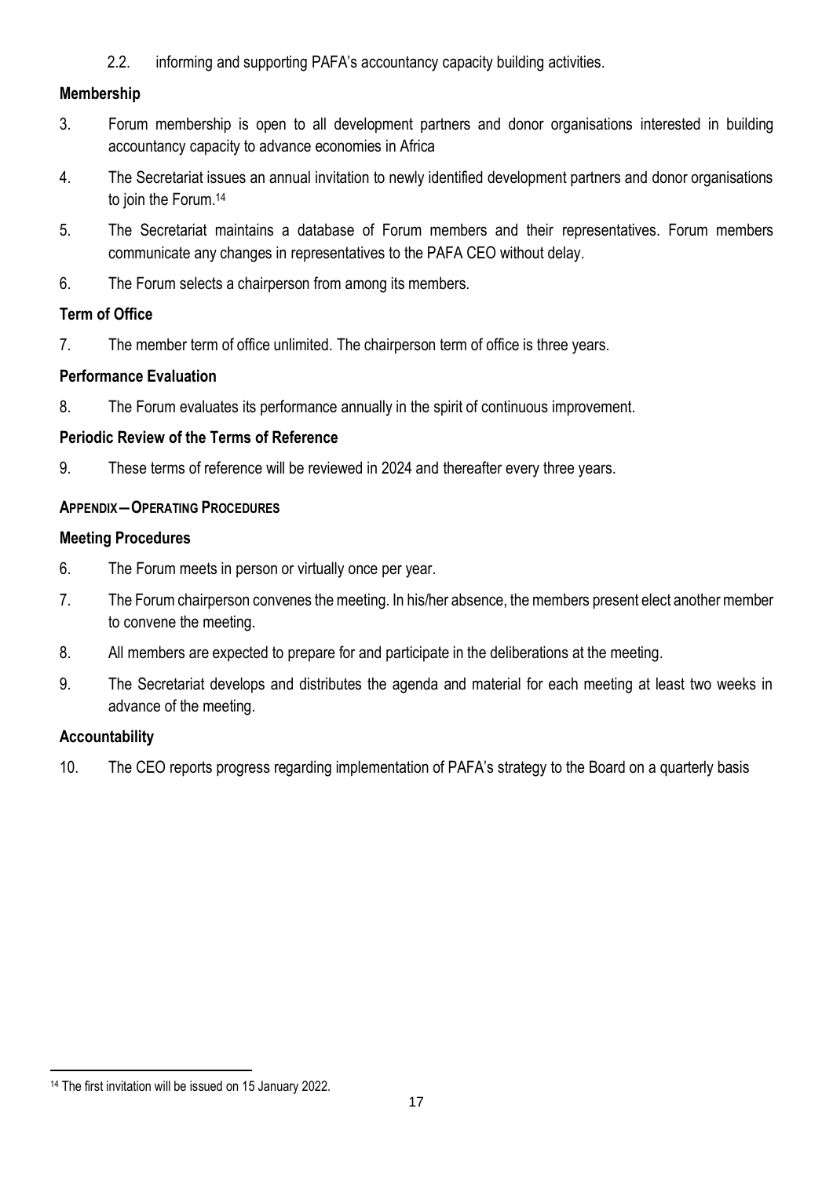2.2. informing and supporting PAFA's accountancy capacity building activities.

**Membership**

3. Forum membership is open to all development partners and donor organisations interested in building accountancy capacity to advance economies in Africa

4. The Secretariat issues an annual invitation to newly identified development partners and donor organisations to join the Forum.[14]

5. The Secretariat maintains a database of Forum members and their representatives. Forum members communicate any changes in representatives to the PAFA CEO without delay.

6. The Forum selects a chairperson from among its members.

**Term of Office**

7. The member term of office unlimited. The chairperson term of office is three years.

**Performance Evaluation**

8. The Forum evaluates its performance annually in the spirit of continuous improvement.

**Periodic Review of the Terms of Reference**

9. These terms of reference will be reviewed in 2024 and thereafter every three years.

**APPENDIX—OPERATING PROCEDURES**

**Meeting Procedures**

6. The Forum meets in person or virtually once per year.

7. The Forum chairperson convenes the meeting. In his/her absence, the members present elect another member to convene the meeting.

8. All members are expected to prepare for and participate in the deliberations at the meeting.

9. The Secretariat develops and distributes the agenda and material for each meeting at least two weeks in advance of the meeting.

**Accountability**

10. The CEO reports progress regarding implementation of PAFA's strategy to the Board on a quarterly basis

[14] The first invitation will be issued on 15 January 2022.